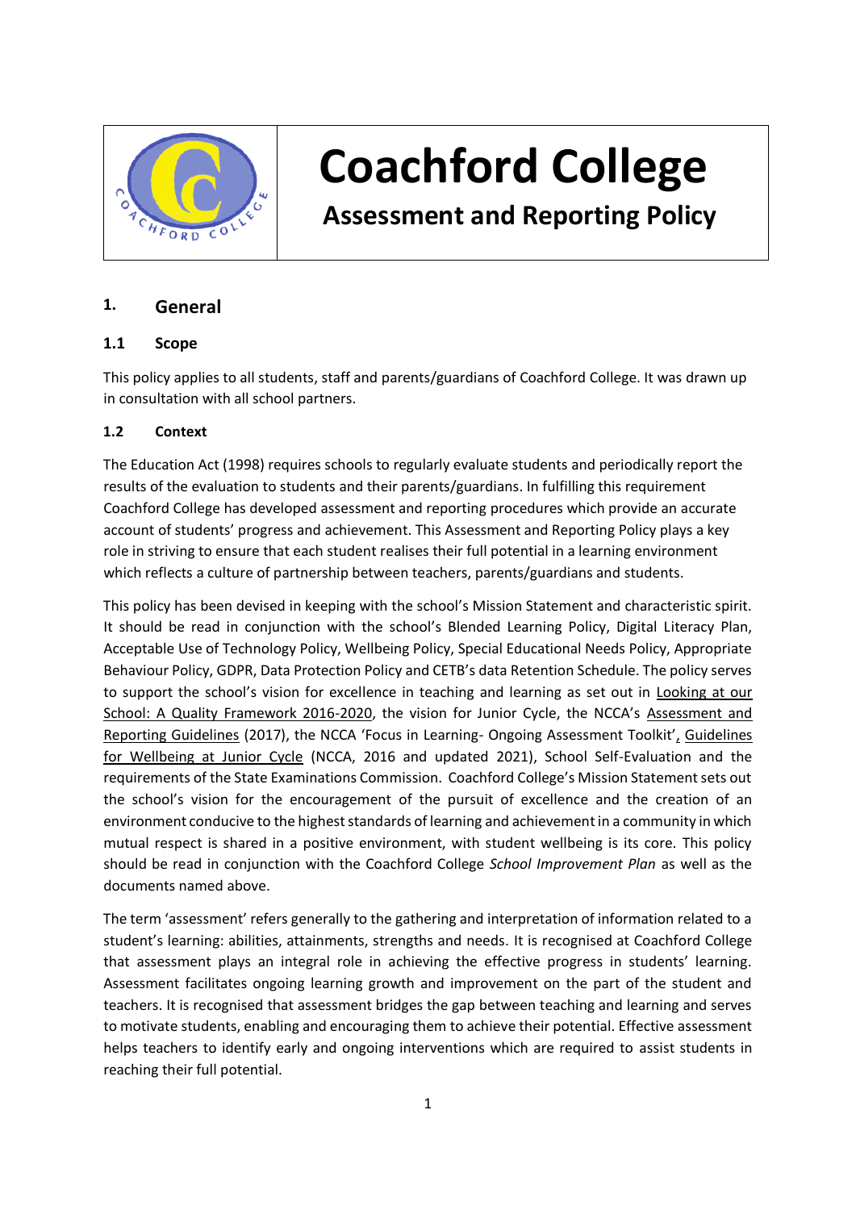# Coachford College

## Assessment and Reporting Policy

## 1. General

### 1.1 Scope

This policy applies to all students, staff and parents/guardians of Coachford College. It was drawn up in consultation with all school partners.

### 1.2 Context

The Education Act (1998) requires schools to regularly evaluate students and periodically report the results of the evaluation to students and their parents/guardians. In fulfilling this requirement Coachford College has developed assessment and reporting procedures which provide an accurate account of students' progress and achievement. This Assessment and Reporting Policy plays a key role in striving to ensure that each student realises their full potential in a learning environment which reflects a culture of partnership between teachers, parents/guardians and students.

This policy has been devised in keeping with the school's Mission Statement and characteristic spirit. It should be read in conjunction with the school's Blended Learning Policy, Digital Literacy Plan, Acceptable Use of Technology Policy, Wellbeing Policy, Special Educational Needs Policy, Appropriate Behaviour Policy, GDPR, Data Protection Policy and CETB's data Retention Schedule. The policy serves to support the school's vision for excellence in teaching and learning as set out in Looking at our School: A Quality Framework 2016-2020, the vision for Junior Cycle, the NCCA's Assessment and Reporting Guidelines (2017), the NCCA 'Focus in Learning- Ongoing Assessment Toolkit', Guidelines for Wellbeing at Junior Cycle (NCCA, 2016 and updated 2021), School Self-Evaluation and the requirements of the State Examinations Commission. Coachford College's Mission Statement sets out the school's vision for the encouragement of the pursuit of excellence and the creation of an environment conducive to the highest standards of learning and achievement in a community in which mutual respect is shared in a positive environment, with student wellbeing is its core. This policy should be read in conjunction with the Coachford College *School Improvement Plan* as well as the documents named above.

The term 'assessment' refers generally to the gathering and interpretation of information related to a student's learning: abilities, attainments, strengths and needs. It is recognised at Coachford College that assessment plays an integral role in achieving the effective progress in students' learning. Assessment facilitates ongoing learning growth and improvement on the part of the student and teachers. It is recognised that assessment bridges the gap between teaching and learning and serves to motivate students, enabling and encouraging them to achieve their potential. Effective assessment helps teachers to identify early and ongoing interventions which are required to assist students in reaching their full potential.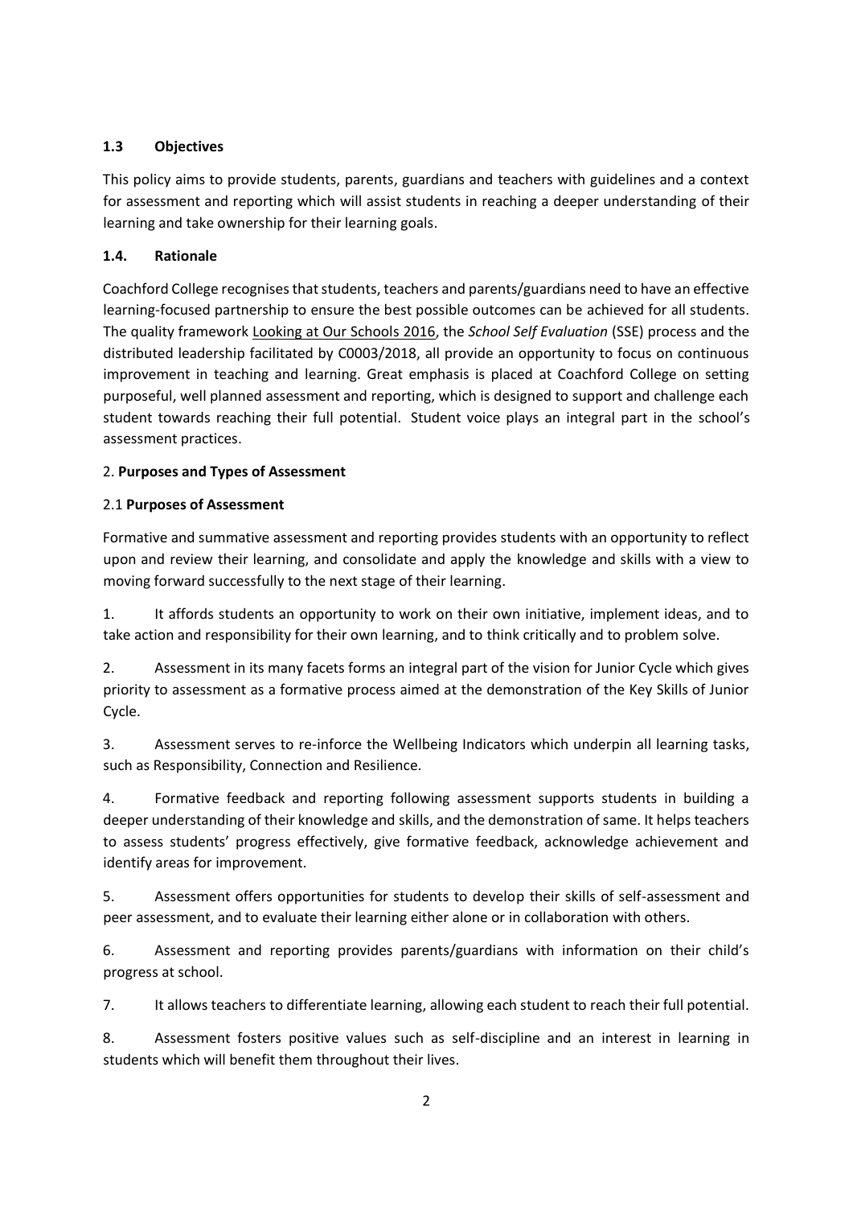### 1.3 Objectives

This policy aims to provide students, parents, guardians and teachers with guidelines and a context for assessment and reporting which will assist students in reaching a deeper understanding of their learning and take ownership for their learning goals.

### 1.4. Rationale

Coachford College recognises that students, teachers and parents/guardians need to have an effective learning-focused partnership to ensure the best possible outcomes can be achieved for all students. The quality framework Looking at Our Schools 2016, the *School Self Evaluation* (SSE) process and the distributed leadership facilitated by C0003/2018, all provide an opportunity to focus on continuous improvement in teaching and learning. Great emphasis is placed at Coachford College on setting purposeful, well planned assessment and reporting, which is designed to support and challenge each student towards reaching their full potential. Student voice plays an integral part in the school's assessment practices.

## 2. Purposes and Types of Assessment

### 2.1 Purposes of Assessment

Formative and summative assessment and reporting provides students with an opportunity to reflect upon and review their learning, and consolidate and apply the knowledge and skills with a view to moving forward successfully to the next stage of their learning.

1. It affords students an opportunity to work on their own initiative, implement ideas, and to take action and responsibility for their own learning, and to think critically and to problem solve.

2. Assessment in its many facets forms an integral part of the vision for Junior Cycle which gives priority to assessment as a formative process aimed at the demonstration of the Key Skills of Junior Cycle.

3. Assessment serves to re-inforce the Wellbeing Indicators which underpin all learning tasks, such as Responsibility, Connection and Resilience.

4. Formative feedback and reporting following assessment supports students in building a deeper understanding of their knowledge and skills, and the demonstration of same. It helps teachers to assess students' progress effectively, give formative feedback, acknowledge achievement and identify areas for improvement.

5. Assessment offers opportunities for students to develop their skills of self-assessment and peer assessment, and to evaluate their learning either alone or in collaboration with others.

6. Assessment and reporting provides parents/guardians with information on their child's progress at school.

7. It allows teachers to differentiate learning, allowing each student to reach their full potential.

8. Assessment fosters positive values such as self-discipline and an interest in learning in students which will benefit them throughout their lives.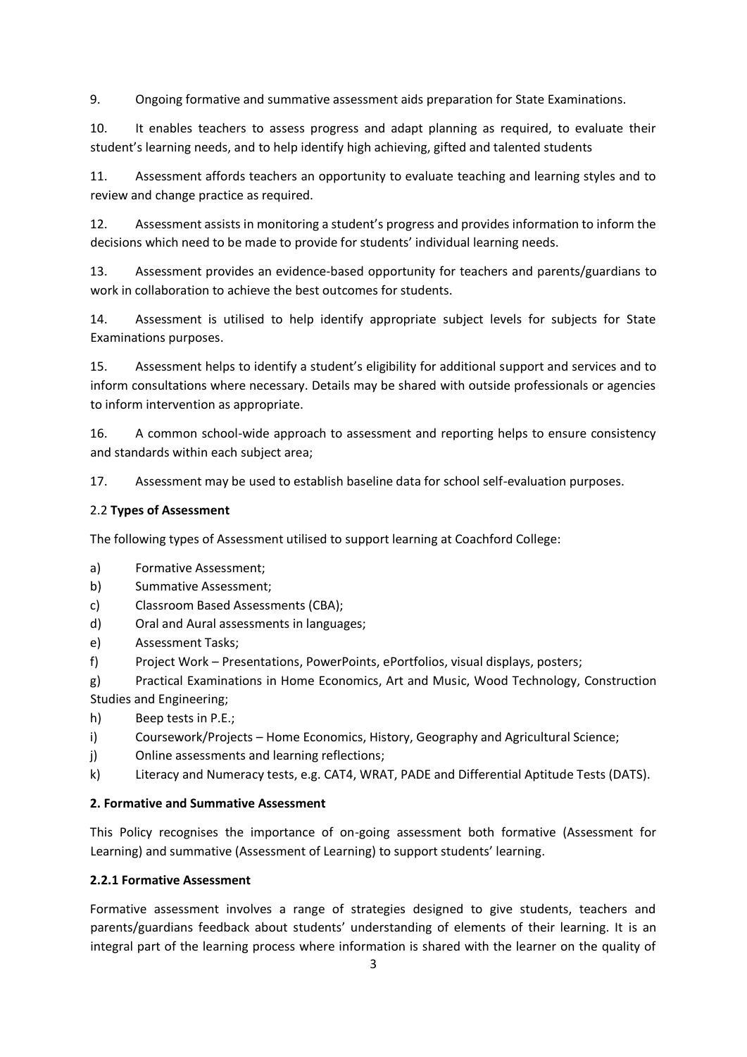9. Ongoing formative and summative assessment aids preparation for State Examinations.

10. It enables teachers to assess progress and adapt planning as required, to evaluate their student's learning needs, and to help identify high achieving, gifted and talented students

11. Assessment affords teachers an opportunity to evaluate teaching and learning styles and to review and change practice as required.

12. Assessment assists in monitoring a student's progress and provides information to inform the decisions which need to be made to provide for students' individual learning needs.

13. Assessment provides an evidence-based opportunity for teachers and parents/guardians to work in collaboration to achieve the best outcomes for students.

14. Assessment is utilised to help identify appropriate subject levels for subjects for State Examinations purposes.

15. Assessment helps to identify a student's eligibility for additional support and services and to inform consultations where necessary. Details may be shared with outside professionals or agencies to inform intervention as appropriate.

16. A common school-wide approach to assessment and reporting helps to ensure consistency and standards within each subject area;

17. Assessment may be used to establish baseline data for school self-evaluation purposes.

### 2.2 **Types of Assessment**

The following types of Assessment utilised to support learning at Coachford College:

a) Formative Assessment;
b) Summative Assessment;
c) Classroom Based Assessments (CBA);
d) Oral and Aural assessments in languages;
e) Assessment Tasks;
f) Project Work – Presentations, PowerPoints, ePortfolios, visual displays, posters;
g) Practical Examinations in Home Economics, Art and Music, Wood Technology, Construction Studies and Engineering;
h) Beep tests in P.E.;
i) Coursework/Projects – Home Economics, History, Geography and Agricultural Science;
j) Online assessments and learning reflections;
k) Literacy and Numeracy tests, e.g. CAT4, WRAT, PADE and Differential Aptitude Tests (DATS).

### 2. Formative and Summative Assessment

This Policy recognises the importance of on-going assessment both formative (Assessment for Learning) and summative (Assessment of Learning) to support students' learning.

#### 2.2.1 Formative Assessment

Formative assessment involves a range of strategies designed to give students, teachers and parents/guardians feedback about students' understanding of elements of their learning. It is an integral part of the learning process where information is shared with the learner on the quality of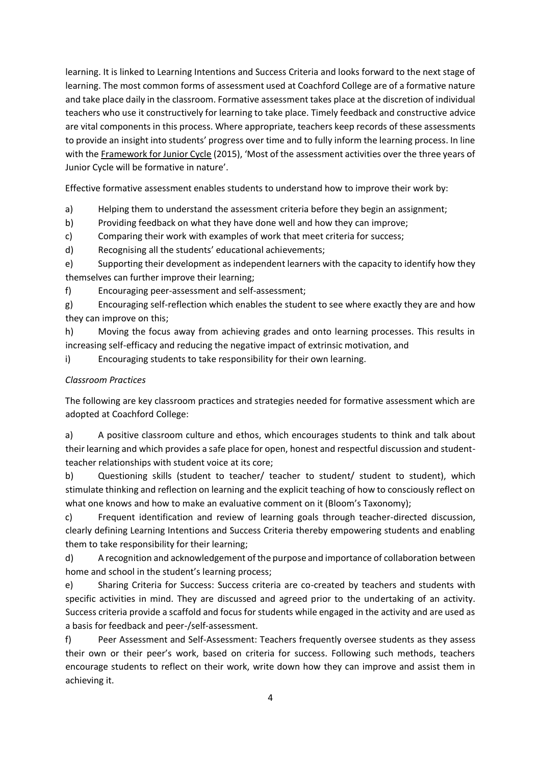learning. It is linked to Learning Intentions and Success Criteria and looks forward to the next stage of learning. The most common forms of assessment used at Coachford College are of a formative nature and take place daily in the classroom. Formative assessment takes place at the discretion of individual teachers who use it constructively for learning to take place. Timely feedback and constructive advice are vital components in this process. Where appropriate, teachers keep records of these assessments to provide an insight into students' progress over time and to fully inform the learning process. In line with the Framework for Junior Cycle (2015), 'Most of the assessment activities over the three years of Junior Cycle will be formative in nature'.

Effective formative assessment enables students to understand how to improve their work by:

a) Helping them to understand the assessment criteria before they begin an assignment;

b) Providing feedback on what they have done well and how they can improve;

c) Comparing their work with examples of work that meet criteria for success;

d) Recognising all the students' educational achievements;

e) Supporting their development as independent learners with the capacity to identify how they themselves can further improve their learning;

f) Encouraging peer-assessment and self-assessment;

g) Encouraging self-reflection which enables the student to see where exactly they are and how they can improve on this;

h) Moving the focus away from achieving grades and onto learning processes. This results in increasing self-efficacy and reducing the negative impact of extrinsic motivation, and

i) Encouraging students to take responsibility for their own learning.

*Classroom Practices*

The following are key classroom practices and strategies needed for formative assessment which are adopted at Coachford College:

a) A positive classroom culture and ethos, which encourages students to think and talk about their learning and which provides a safe place for open, honest and respectful discussion and student-teacher relationships with student voice at its core;

b) Questioning skills (student to teacher/ teacher to student/ student to student), which stimulate thinking and reflection on learning and the explicit teaching of how to consciously reflect on what one knows and how to make an evaluative comment on it (Bloom's Taxonomy);

c) Frequent identification and review of learning goals through teacher-directed discussion, clearly defining Learning Intentions and Success Criteria thereby empowering students and enabling them to take responsibility for their learning;

d) A recognition and acknowledgement of the purpose and importance of collaboration between home and school in the student's learning process;

e) Sharing Criteria for Success: Success criteria are co-created by teachers and students with specific activities in mind. They are discussed and agreed prior to the undertaking of an activity. Success criteria provide a scaffold and focus for students while engaged in the activity and are used as a basis for feedback and peer-/self-assessment.

f) Peer Assessment and Self-Assessment: Teachers frequently oversee students as they assess their own or their peer's work, based on criteria for success. Following such methods, teachers encourage students to reflect on their work, write down how they can improve and assist them in achieving it.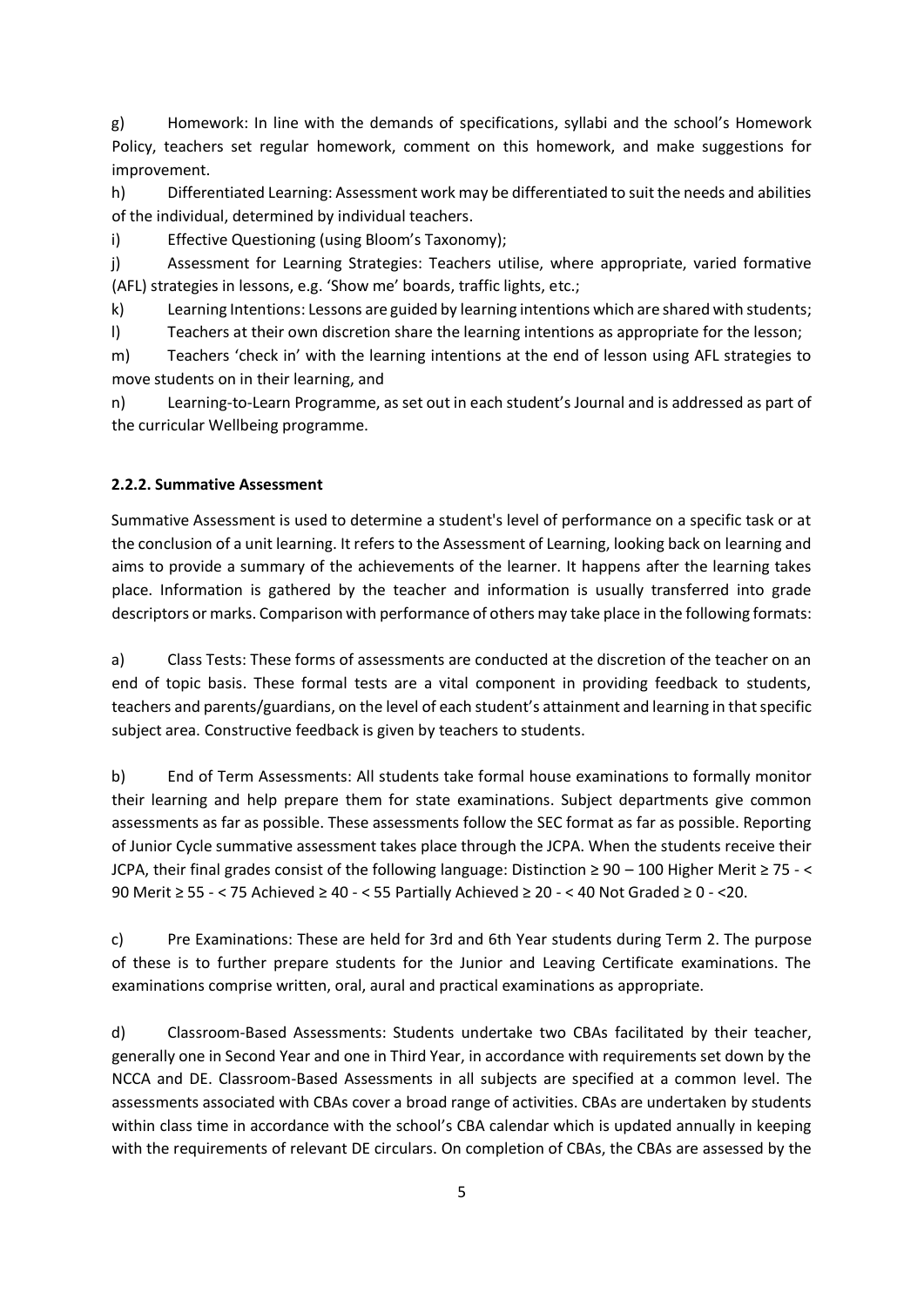g) Homework: In line with the demands of specifications, syllabi and the school's Homework Policy, teachers set regular homework, comment on this homework, and make suggestions for improvement.

h) Differentiated Learning: Assessment work may be differentiated to suit the needs and abilities of the individual, determined by individual teachers.

i) Effective Questioning (using Bloom's Taxonomy);

j) Assessment for Learning Strategies: Teachers utilise, where appropriate, varied formative (AFL) strategies in lessons, e.g. 'Show me' boards, traffic lights, etc.;

k) Learning Intentions: Lessons are guided by learning intentions which are shared with students;

l) Teachers at their own discretion share the learning intentions as appropriate for the lesson;

m) Teachers 'check in' with the learning intentions at the end of lesson using AFL strategies to move students on in their learning, and

n) Learning-to-Learn Programme, as set out in each student's Journal and is addressed as part of the curricular Wellbeing programme.

### 2.2.2. Summative Assessment

Summative Assessment is used to determine a student's level of performance on a specific task or at the conclusion of a unit learning. It refers to the Assessment of Learning, looking back on learning and aims to provide a summary of the achievements of the learner. It happens after the learning takes place. Information is gathered by the teacher and information is usually transferred into grade descriptors or marks. Comparison with performance of others may take place in the following formats:

a) Class Tests: These forms of assessments are conducted at the discretion of the teacher on an end of topic basis. These formal tests are a vital component in providing feedback to students, teachers and parents/guardians, on the level of each student's attainment and learning in that specific subject area. Constructive feedback is given by teachers to students.

b) End of Term Assessments: All students take formal house examinations to formally monitor their learning and help prepare them for state examinations. Subject departments give common assessments as far as possible. These assessments follow the SEC format as far as possible. Reporting of Junior Cycle summative assessment takes place through the JCPA. When the students receive their JCPA, their final grades consist of the following language: Distinction ≥ 90 – 100 Higher Merit ≥ 75 - < 90 Merit ≥ 55 - < 75 Achieved ≥ 40 - < 55 Partially Achieved ≥ 20 - < 40 Not Graded ≥ 0 - <20.

c) Pre Examinations: These are held for 3rd and 6th Year students during Term 2. The purpose of these is to further prepare students for the Junior and Leaving Certificate examinations. The examinations comprise written, oral, aural and practical examinations as appropriate.

d) Classroom-Based Assessments: Students undertake two CBAs facilitated by their teacher, generally one in Second Year and one in Third Year, in accordance with requirements set down by the NCCA and DE. Classroom-Based Assessments in all subjects are specified at a common level. The assessments associated with CBAs cover a broad range of activities. CBAs are undertaken by students within class time in accordance with the school's CBA calendar which is updated annually in keeping with the requirements of relevant DE circulars. On completion of CBAs, the CBAs are assessed by the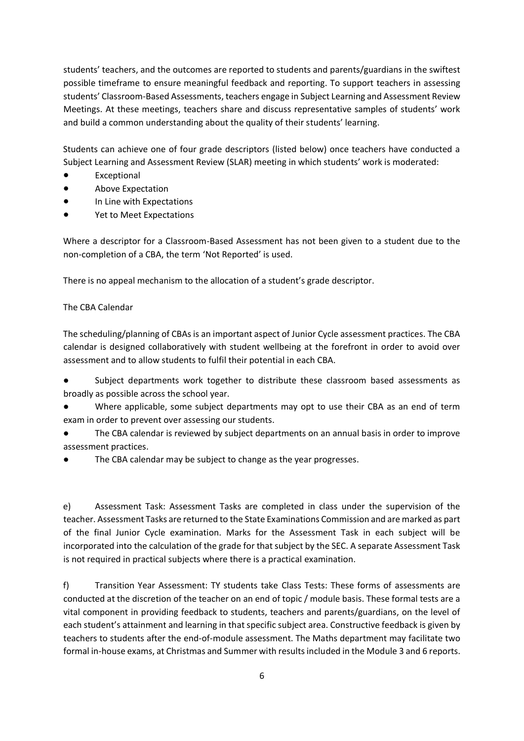students' teachers, and the outcomes are reported to students and parents/guardians in the swiftest possible timeframe to ensure meaningful feedback and reporting. To support teachers in assessing students' Classroom-Based Assessments, teachers engage in Subject Learning and Assessment Review Meetings. At these meetings, teachers share and discuss representative samples of students' work and build a common understanding about the quality of their students' learning.

Students can achieve one of four grade descriptors (listed below) once teachers have conducted a Subject Learning and Assessment Review (SLAR) meeting in which students' work is moderated:

- Exceptional
- Above Expectation
- In Line with Expectations
- Yet to Meet Expectations

Where a descriptor for a Classroom-Based Assessment has not been given to a student due to the non-completion of a CBA, the term 'Not Reported' is used.

There is no appeal mechanism to the allocation of a student's grade descriptor.

The CBA Calendar

The scheduling/planning of CBAs is an important aspect of Junior Cycle assessment practices. The CBA calendar is designed collaboratively with student wellbeing at the forefront in order to avoid over assessment and to allow students to fulfil their potential in each CBA.

- Subject departments work together to distribute these classroom based assessments as broadly as possible across the school year.
- Where applicable, some subject departments may opt to use their CBA as an end of term exam in order to prevent over assessing our students.
- The CBA calendar is reviewed by subject departments on an annual basis in order to improve assessment practices.
- The CBA calendar may be subject to change as the year progresses.

e) Assessment Task: Assessment Tasks are completed in class under the supervision of the teacher. Assessment Tasks are returned to the State Examinations Commission and are marked as part of the final Junior Cycle examination. Marks for the Assessment Task in each subject will be incorporated into the calculation of the grade for that subject by the SEC. A separate Assessment Task is not required in practical subjects where there is a practical examination.

f) Transition Year Assessment: TY students take Class Tests: These forms of assessments are conducted at the discretion of the teacher on an end of topic / module basis. These formal tests are a vital component in providing feedback to students, teachers and parents/guardians, on the level of each student's attainment and learning in that specific subject area. Constructive feedback is given by teachers to students after the end-of-module assessment. The Maths department may facilitate two formal in-house exams, at Christmas and Summer with results included in the Module 3 and 6 reports.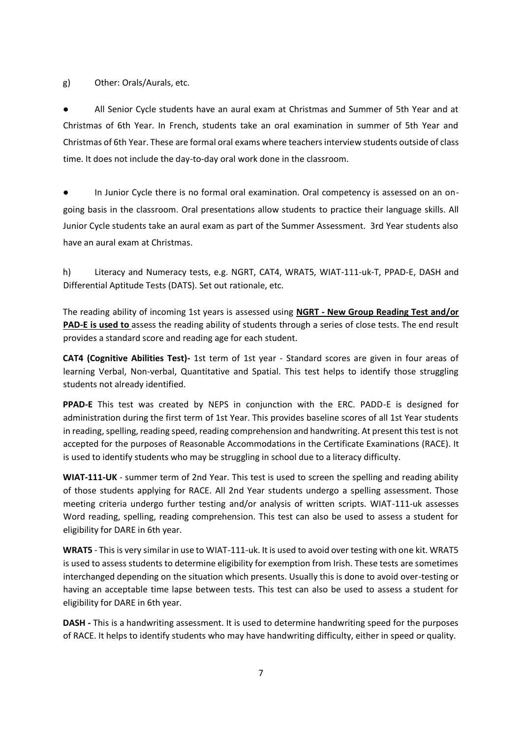g) Other: Orals/Aurals, etc.

- All Senior Cycle students have an aural exam at Christmas and Summer of 5th Year and at Christmas of 6th Year. In French, students take an oral examination in summer of 5th Year and Christmas of 6th Year. These are formal oral exams where teachers interview students outside of class time. It does not include the day-to-day oral work done in the classroom.

- In Junior Cycle there is no formal oral examination. Oral competency is assessed on an on-going basis in the classroom. Oral presentations allow students to practice their language skills. All Junior Cycle students take an aural exam as part of the Summer Assessment. 3rd Year students also have an aural exam at Christmas.

h) Literacy and Numeracy tests, e.g. NGRT, CAT4, WRAT5, WIAT-111-uk-T, PPAD-E, DASH and Differential Aptitude Tests (DATS). Set out rationale, etc.

The reading ability of incoming 1st years is assessed using **NGRT - New Group Reading Test and/or PAD-E is used to** assess the reading ability of students through a series of close tests. The end result provides a standard score and reading age for each student.

**CAT4 (Cognitive Abilities Test)-** 1st term of 1st year - Standard scores are given in four areas of learning Verbal, Non-verbal, Quantitative and Spatial. This test helps to identify those struggling students not already identified.

**PPAD-E** This test was created by NEPS in conjunction with the ERC. PADD-E is designed for administration during the first term of 1st Year. This provides baseline scores of all 1st Year students in reading, spelling, reading speed, reading comprehension and handwriting. At present this test is not accepted for the purposes of Reasonable Accommodations in the Certificate Examinations (RACE). It is used to identify students who may be struggling in school due to a literacy difficulty.

**WIAT-111-UK** - summer term of 2nd Year. This test is used to screen the spelling and reading ability of those students applying for RACE. All 2nd Year students undergo a spelling assessment. Those meeting criteria undergo further testing and/or analysis of written scripts. WIAT-111-uk assesses Word reading, spelling, reading comprehension. This test can also be used to assess a student for eligibility for DARE in 6th year.

**WRAT5** - This is very similar in use to WIAT-111-uk. It is used to avoid over testing with one kit. WRAT5 is used to assess students to determine eligibility for exemption from Irish. These tests are sometimes interchanged depending on the situation which presents. Usually this is done to avoid over-testing or having an acceptable time lapse between tests. This test can also be used to assess a student for eligibility for DARE in 6th year.

**DASH -** This is a handwriting assessment. It is used to determine handwriting speed for the purposes of RACE. It helps to identify students who may have handwriting difficulty, either in speed or quality.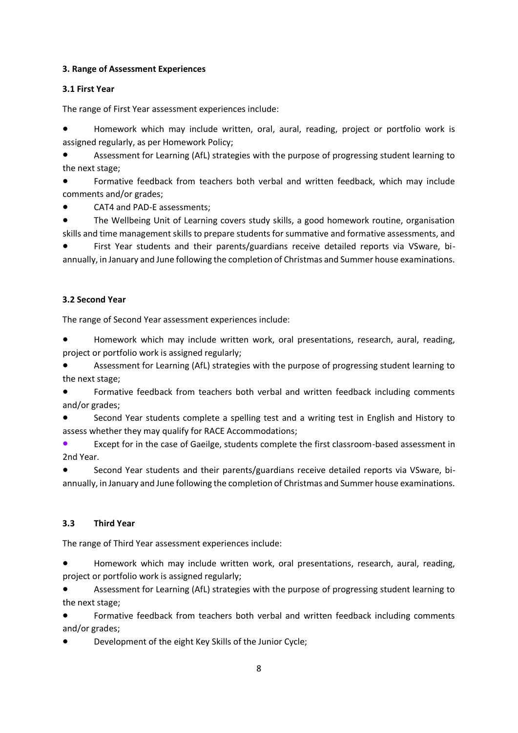### 3. Range of Assessment Experiences

#### 3.1 First Year

The range of First Year assessment experiences include:

- Homework which may include written, oral, aural, reading, project or portfolio work is assigned regularly, as per Homework Policy;
- Assessment for Learning (AfL) strategies with the purpose of progressing student learning to the next stage;
- Formative feedback from teachers both verbal and written feedback, which may include comments and/or grades;
- CAT4 and PAD-E assessments;
- The Wellbeing Unit of Learning covers study skills, a good homework routine, organisation skills and time management skills to prepare students for summative and formative assessments, and
- First Year students and their parents/guardians receive detailed reports via VSware, bi-annually, in January and June following the completion of Christmas and Summer house examinations.

#### 3.2 Second Year

The range of Second Year assessment experiences include:

- Homework which may include written work, oral presentations, research, aural, reading, project or portfolio work is assigned regularly;
- Assessment for Learning (AfL) strategies with the purpose of progressing student learning to the next stage;
- Formative feedback from teachers both verbal and written feedback including comments and/or grades;
- Second Year students complete a spelling test and a writing test in English and History to assess whether they may qualify for RACE Accommodations;
- Except for in the case of Gaeilge, students complete the first classroom-based assessment in 2nd Year.
- Second Year students and their parents/guardians receive detailed reports via VSware, bi-annually, in January and June following the completion of Christmas and Summer house examinations.

#### 3.3 Third Year

The range of Third Year assessment experiences include:

- Homework which may include written work, oral presentations, research, aural, reading, project or portfolio work is assigned regularly;
- Assessment for Learning (AfL) strategies with the purpose of progressing student learning to the next stage;
- Formative feedback from teachers both verbal and written feedback including comments and/or grades;
- Development of the eight Key Skills of the Junior Cycle;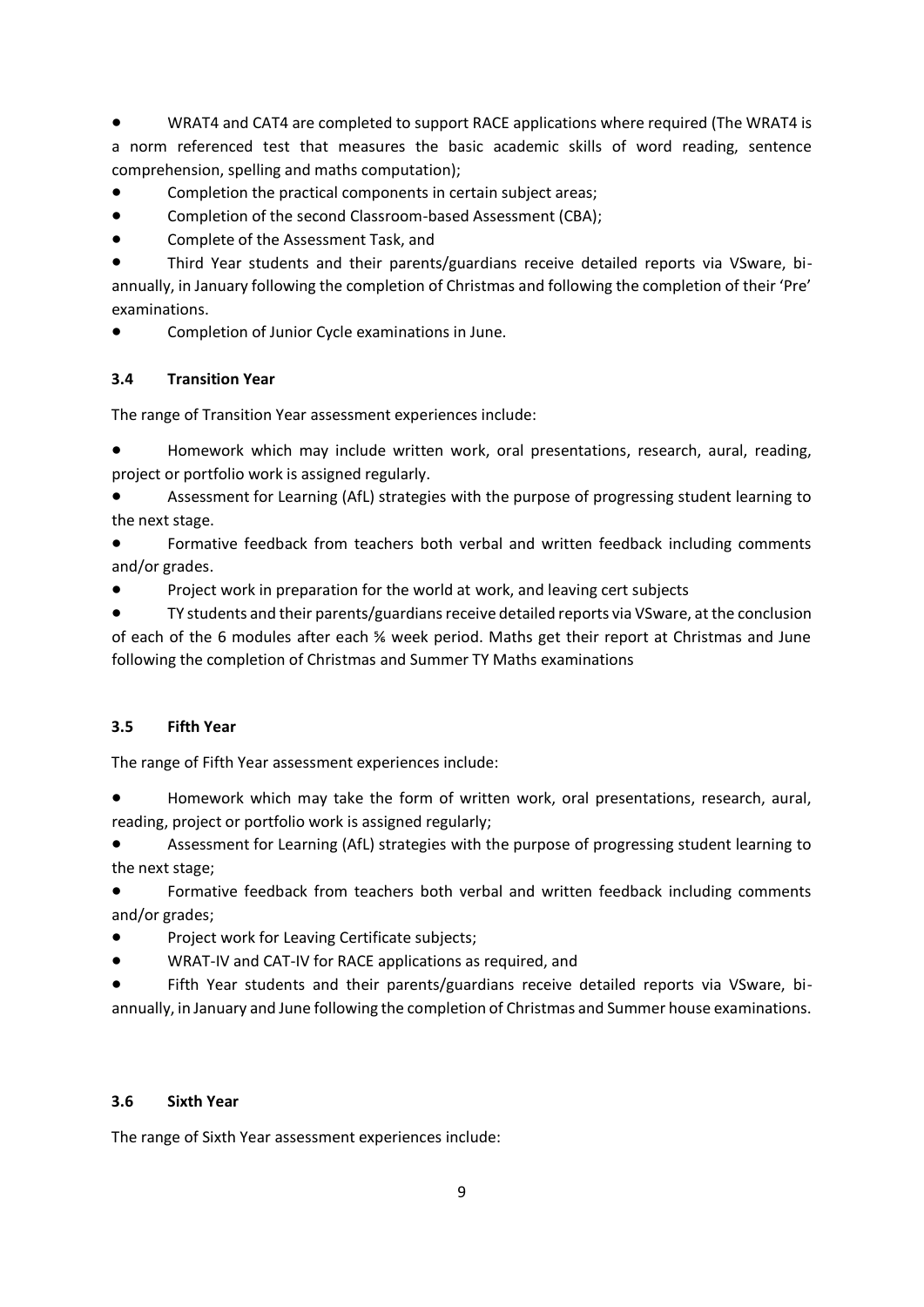- WRAT4 and CAT4 are completed to support RACE applications where required (The WRAT4 is a norm referenced test that measures the basic academic skills of word reading, sentence comprehension, spelling and maths computation);
- Completion the practical components in certain subject areas;
- Completion of the second Classroom-based Assessment (CBA);
- Complete of the Assessment Task, and
- Third Year students and their parents/guardians receive detailed reports via VSware, bi-annually, in January following the completion of Christmas and following the completion of their 'Pre' examinations.
- Completion of Junior Cycle examinations in June.

### 3.4 Transition Year

The range of Transition Year assessment experiences include:

- Homework which may include written work, oral presentations, research, aural, reading, project or portfolio work is assigned regularly.
- Assessment for Learning (AfL) strategies with the purpose of progressing student learning to the next stage.
- Formative feedback from teachers both verbal and written feedback including comments and/or grades.
- Project work in preparation for the world at work, and leaving cert subjects
- TY students and their parents/guardians receive detailed reports via VSware, at the conclusion of each of the 6 modules after each ⅚ week period. Maths get their report at Christmas and June following the completion of Christmas and Summer TY Maths examinations

### 3.5 Fifth Year

The range of Fifth Year assessment experiences include:

- Homework which may take the form of written work, oral presentations, research, aural, reading, project or portfolio work is assigned regularly;
- Assessment for Learning (AfL) strategies with the purpose of progressing student learning to the next stage;
- Formative feedback from teachers both verbal and written feedback including comments and/or grades;
- Project work for Leaving Certificate subjects;
- WRAT-IV and CAT-IV for RACE applications as required, and
- Fifth Year students and their parents/guardians receive detailed reports via VSware, bi-annually, in January and June following the completion of Christmas and Summer house examinations.

### 3.6 Sixth Year

The range of Sixth Year assessment experiences include: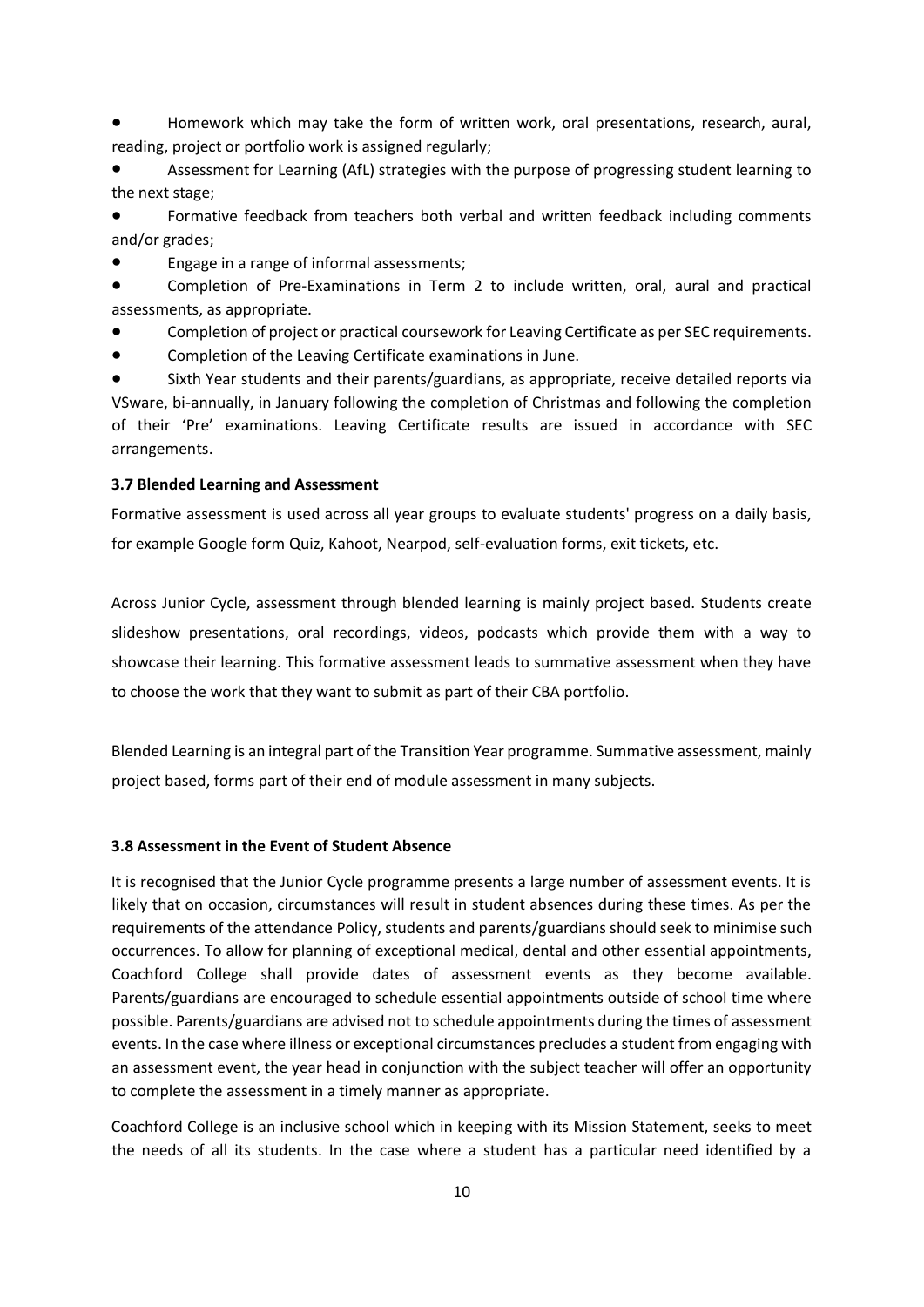- Homework which may take the form of written work, oral presentations, research, aural, reading, project or portfolio work is assigned regularly;
- Assessment for Learning (AfL) strategies with the purpose of progressing student learning to the next stage;
- Formative feedback from teachers both verbal and written feedback including comments and/or grades;
- Engage in a range of informal assessments;
- Completion of Pre-Examinations in Term 2 to include written, oral, aural and practical assessments, as appropriate.
- Completion of project or practical coursework for Leaving Certificate as per SEC requirements.
- Completion of the Leaving Certificate examinations in June.
- Sixth Year students and their parents/guardians, as appropriate, receive detailed reports via VSware, bi-annually, in January following the completion of Christmas and following the completion of their 'Pre' examinations. Leaving Certificate results are issued in accordance with SEC arrangements.

### 3.7 Blended Learning and Assessment

Formative assessment is used across all year groups to evaluate students' progress on a daily basis, for example Google form Quiz, Kahoot, Nearpod, self-evaluation forms, exit tickets, etc.

Across Junior Cycle, assessment through blended learning is mainly project based. Students create slideshow presentations, oral recordings, videos, podcasts which provide them with a way to showcase their learning. This formative assessment leads to summative assessment when they have to choose the work that they want to submit as part of their CBA portfolio.

Blended Learning is an integral part of the Transition Year programme. Summative assessment, mainly project based, forms part of their end of module assessment in many subjects.

### 3.8 Assessment in the Event of Student Absence

It is recognised that the Junior Cycle programme presents a large number of assessment events. It is likely that on occasion, circumstances will result in student absences during these times. As per the requirements of the attendance Policy, students and parents/guardians should seek to minimise such occurrences. To allow for planning of exceptional medical, dental and other essential appointments, Coachford College shall provide dates of assessment events as they become available. Parents/guardians are encouraged to schedule essential appointments outside of school time where possible. Parents/guardians are advised not to schedule appointments during the times of assessment events. In the case where illness or exceptional circumstances precludes a student from engaging with an assessment event, the year head in conjunction with the subject teacher will offer an opportunity to complete the assessment in a timely manner as appropriate.

Coachford College is an inclusive school which in keeping with its Mission Statement, seeks to meet the needs of all its students. In the case where a student has a particular need identified by a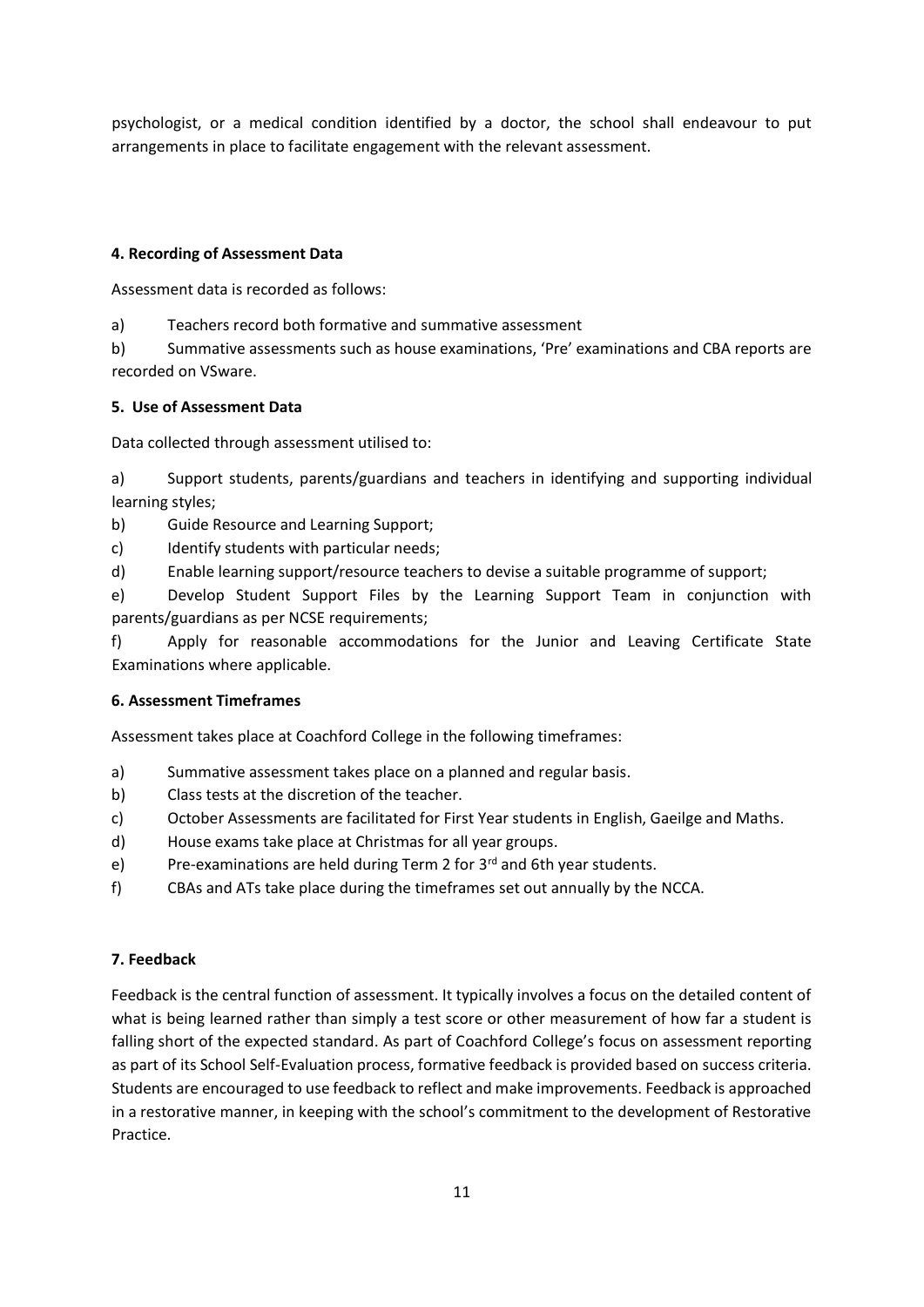psychologist, or a medical condition identified by a doctor, the school shall endeavour to put arrangements in place to facilitate engagement with the relevant assessment.

#### 4. Recording of Assessment Data

Assessment data is recorded as follows:

a) Teachers record both formative and summative assessment

b) Summative assessments such as house examinations, 'Pre' examinations and CBA reports are recorded on VSware.

#### 5. Use of Assessment Data

Data collected through assessment utilised to:

a) Support students, parents/guardians and teachers in identifying and supporting individual learning styles;

b) Guide Resource and Learning Support;

c) Identify students with particular needs;

d) Enable learning support/resource teachers to devise a suitable programme of support;

e) Develop Student Support Files by the Learning Support Team in conjunction with parents/guardians as per NCSE requirements;

f) Apply for reasonable accommodations for the Junior and Leaving Certificate State Examinations where applicable.

#### 6. Assessment Timeframes

Assessment takes place at Coachford College in the following timeframes:

a) Summative assessment takes place on a planned and regular basis.

b) Class tests at the discretion of the teacher.

c) October Assessments are facilitated for First Year students in English, Gaeilge and Maths.

d) House exams take place at Christmas for all year groups.

e) Pre-examinations are held during Term 2 for 3rd and 6th year students.

f) CBAs and ATs take place during the timeframes set out annually by the NCCA.

#### 7. Feedback

Feedback is the central function of assessment. It typically involves a focus on the detailed content of what is being learned rather than simply a test score or other measurement of how far a student is falling short of the expected standard. As part of Coachford College's focus on assessment reporting as part of its School Self-Evaluation process, formative feedback is provided based on success criteria. Students are encouraged to use feedback to reflect and make improvements. Feedback is approached in a restorative manner, in keeping with the school's commitment to the development of Restorative Practice.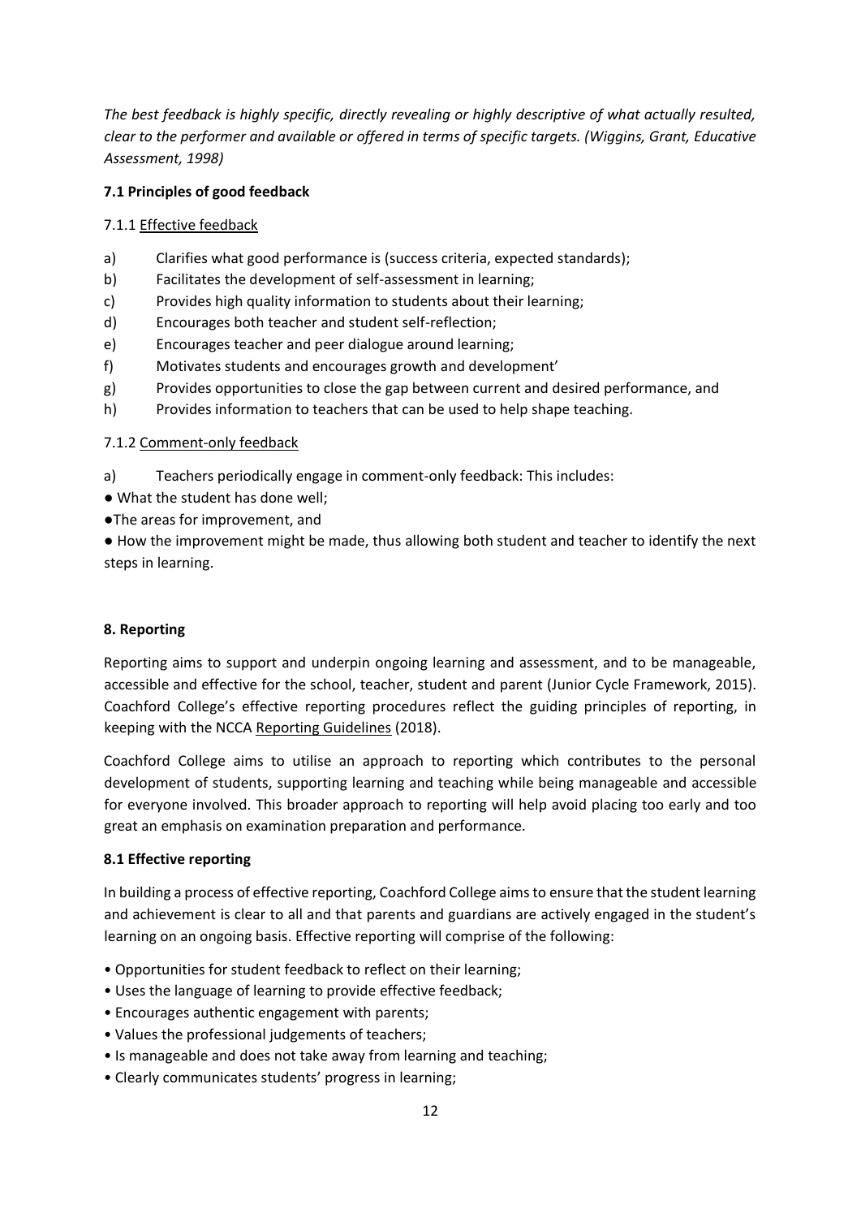*The best feedback is highly specific, directly revealing or highly descriptive of what actually resulted, clear to the performer and available or offered in terms of specific targets. (Wiggins, Grant, Educative Assessment, 1998)*

**7.1 Principles of good feedback**

7.1.1 Effective feedback

a) Clarifies what good performance is (success criteria, expected standards);
b) Facilitates the development of self-assessment in learning;
c) Provides high quality information to students about their learning;
d) Encourages both teacher and student self-reflection;
e) Encourages teacher and peer dialogue around learning;
f) Motivates students and encourages growth and development'
g) Provides opportunities to close the gap between current and desired performance, and
h) Provides information to teachers that can be used to help shape teaching.

7.1.2 Comment-only feedback

a) Teachers periodically engage in comment-only feedback: This includes:

● What the student has done well;
●The areas for improvement, and
● How the improvement might be made, thus allowing both student and teacher to identify the next steps in learning.

**8. Reporting**

Reporting aims to support and underpin ongoing learning and assessment, and to be manageable, accessible and effective for the school, teacher, student and parent (Junior Cycle Framework, 2015). Coachford College's effective reporting procedures reflect the guiding principles of reporting, in keeping with the NCCA Reporting Guidelines (2018).

Coachford College aims to utilise an approach to reporting which contributes to the personal development of students, supporting learning and teaching while being manageable and accessible for everyone involved. This broader approach to reporting will help avoid placing too early and too great an emphasis on examination preparation and performance.

**8.1 Effective reporting**

In building a process of effective reporting, Coachford College aims to ensure that the student learning and achievement is clear to all and that parents and guardians are actively engaged in the student's learning on an ongoing basis. Effective reporting will comprise of the following:

- Opportunities for student feedback to reflect on their learning;
- Uses the language of learning to provide effective feedback;
- Encourages authentic engagement with parents;
- Values the professional judgements of teachers;
- Is manageable and does not take away from learning and teaching;
- Clearly communicates students' progress in learning;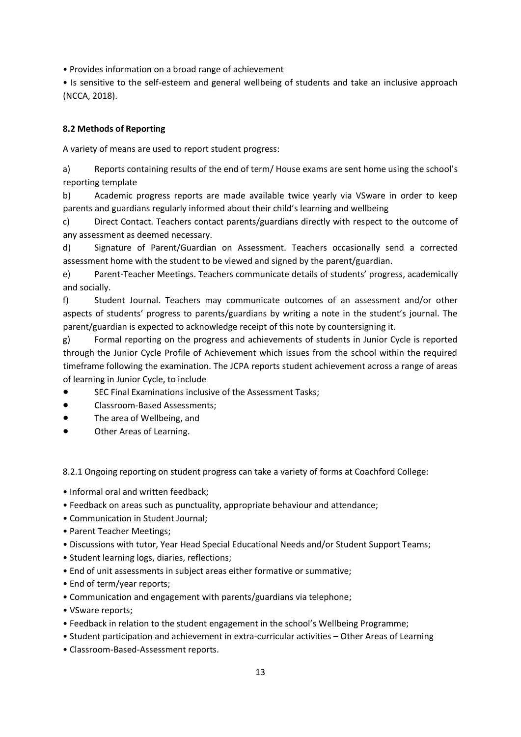- Provides information on a broad range of achievement
- Is sensitive to the self-esteem and general wellbeing of students and take an inclusive approach (NCCA, 2018).

### 8.2 Methods of Reporting

A variety of means are used to report student progress:

a) Reports containing results of the end of term/ House exams are sent home using the school's reporting template

b) Academic progress reports are made available twice yearly via VSware in order to keep parents and guardians regularly informed about their child's learning and wellbeing

c) Direct Contact. Teachers contact parents/guardians directly with respect to the outcome of any assessment as deemed necessary.

d) Signature of Parent/Guardian on Assessment. Teachers occasionally send a corrected assessment home with the student to be viewed and signed by the parent/guardian.

e) Parent-Teacher Meetings. Teachers communicate details of students' progress, academically and socially.

f) Student Journal. Teachers may communicate outcomes of an assessment and/or other aspects of students' progress to parents/guardians by writing a note in the student's journal. The parent/guardian is expected to acknowledge receipt of this note by countersigning it.

g) Formal reporting on the progress and achievements of students in Junior Cycle is reported through the Junior Cycle Profile of Achievement which issues from the school within the required timeframe following the examination. The JCPA reports student achievement across a range of areas of learning in Junior Cycle, to include

- SEC Final Examinations inclusive of the Assessment Tasks;
- Classroom-Based Assessments;
- The area of Wellbeing, and
- Other Areas of Learning.

8.2.1 Ongoing reporting on student progress can take a variety of forms at Coachford College:

- Informal oral and written feedback;
- Feedback on areas such as punctuality, appropriate behaviour and attendance;
- Communication in Student Journal;
- Parent Teacher Meetings;
- Discussions with tutor, Year Head Special Educational Needs and/or Student Support Teams;
- Student learning logs, diaries, reflections;
- End of unit assessments in subject areas either formative or summative;
- End of term/year reports;
- Communication and engagement with parents/guardians via telephone;
- VSware reports;
- Feedback in relation to the student engagement in the school's Wellbeing Programme;
- Student participation and achievement in extra-curricular activities – Other Areas of Learning
- Classroom-Based-Assessment reports.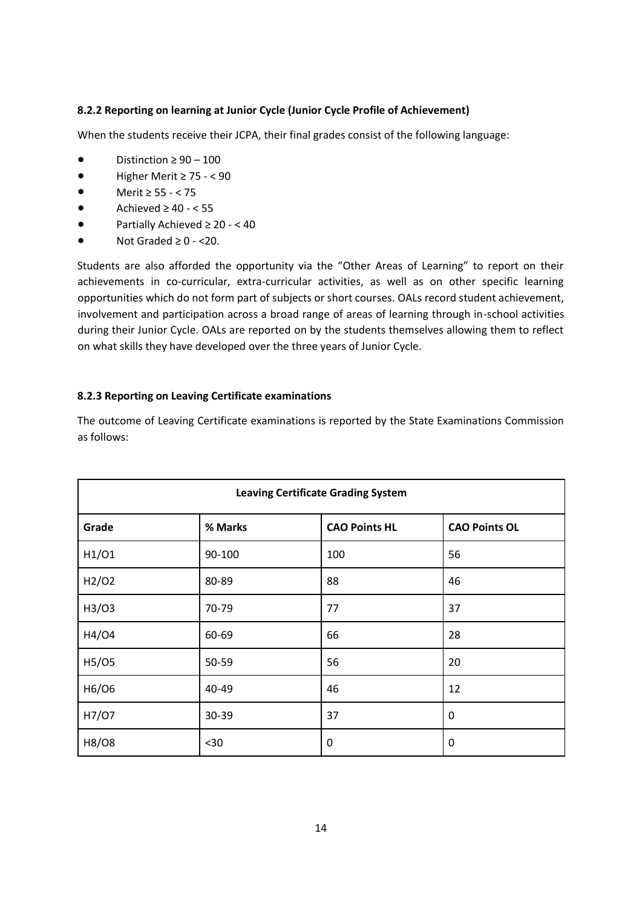### 8.2.2 Reporting on learning at Junior Cycle (Junior Cycle Profile of Achievement)

When the students receive their JCPA, their final grades consist of the following language:

- Distinction ≥ 90 – 100
- Higher Merit ≥ 75 - < 90
- Merit ≥ 55 - < 75
- Achieved ≥ 40 - < 55
- Partially Achieved ≥ 20 - < 40
- Not Graded ≥ 0 - <20.

Students are also afforded the opportunity via the "Other Areas of Learning" to report on their achievements in co-curricular, extra-curricular activities, as well as on other specific learning opportunities which do not form part of subjects or short courses. OALs record student achievement, involvement and participation across a broad range of areas of learning through in-school activities during their Junior Cycle. OALs are reported on by the students themselves allowing them to reflect on what skills they have developed over the three years of Junior Cycle.

### 8.2.3 Reporting on Leaving Certificate examinations

The outcome of Leaving Certificate examinations is reported by the State Examinations Commission as follows:

| **Leaving Certificate Grading System** | | | |
|---|---|---|---|
| **Grade** | **% Marks** | **CAO Points HL** | **CAO Points OL** |
| H1/O1 | 90-100 | 100 | 56 |
| H2/O2 | 80-89 | 88 | 46 |
| H3/O3 | 70-79 | 77 | 37 |
| H4/O4 | 60-69 | 66 | 28 |
| H5/O5 | 50-59 | 56 | 20 |
| H6/O6 | 40-49 | 46 | 12 |
| H7/O7 | 30-39 | 37 | 0 |
| H8/O8 | <30 | 0 | 0 |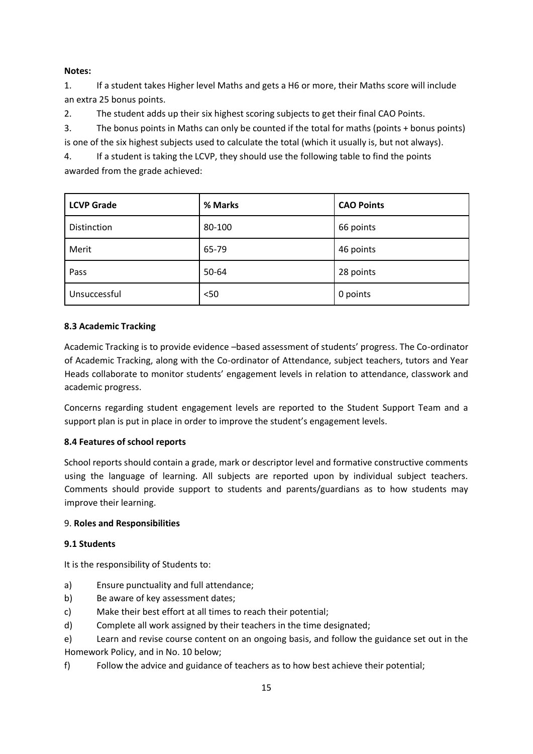**Notes:**

1. If a student takes Higher level Maths and gets a H6 or more, their Maths score will include an extra 25 bonus points.
2. The student adds up their six highest scoring subjects to get their final CAO Points.
3. The bonus points in Maths can only be counted if the total for maths (points + bonus points) is one of the six highest subjects used to calculate the total (which it usually is, but not always).
4. If a student is taking the LCVP, they should use the following table to find the points awarded from the grade achieved:

| LCVP Grade | % Marks | CAO Points |
|---|---|---|
| Distinction | 80-100 | 66 points |
| Merit | 65-79 | 46 points |
| Pass | 50-64 | 28 points |
| Unsuccessful | <50 | 0 points |

### 8.3 Academic Tracking

Academic Tracking is to provide evidence –based assessment of students' progress. The Co-ordinator of Academic Tracking, along with the Co-ordinator of Attendance, subject teachers, tutors and Year Heads collaborate to monitor students' engagement levels in relation to attendance, classwork and academic progress.

Concerns regarding student engagement levels are reported to the Student Support Team and a support plan is put in place in order to improve the student's engagement levels.

### 8.4 Features of school reports

School reports should contain a grade, mark or descriptor level and formative constructive comments using the language of learning. All subjects are reported upon by individual subject teachers. Comments should provide support to students and parents/guardians as to how students may improve their learning.

## 9. Roles and Responsibilities

### 9.1 Students

It is the responsibility of Students to:

a) Ensure punctuality and full attendance;

b) Be aware of key assessment dates;

c) Make their best effort at all times to reach their potential;

d) Complete all work assigned by their teachers in the time designated;

e) Learn and revise course content on an ongoing basis, and follow the guidance set out in the Homework Policy, and in No. 10 below;

f) Follow the advice and guidance of teachers as to how best achieve their potential;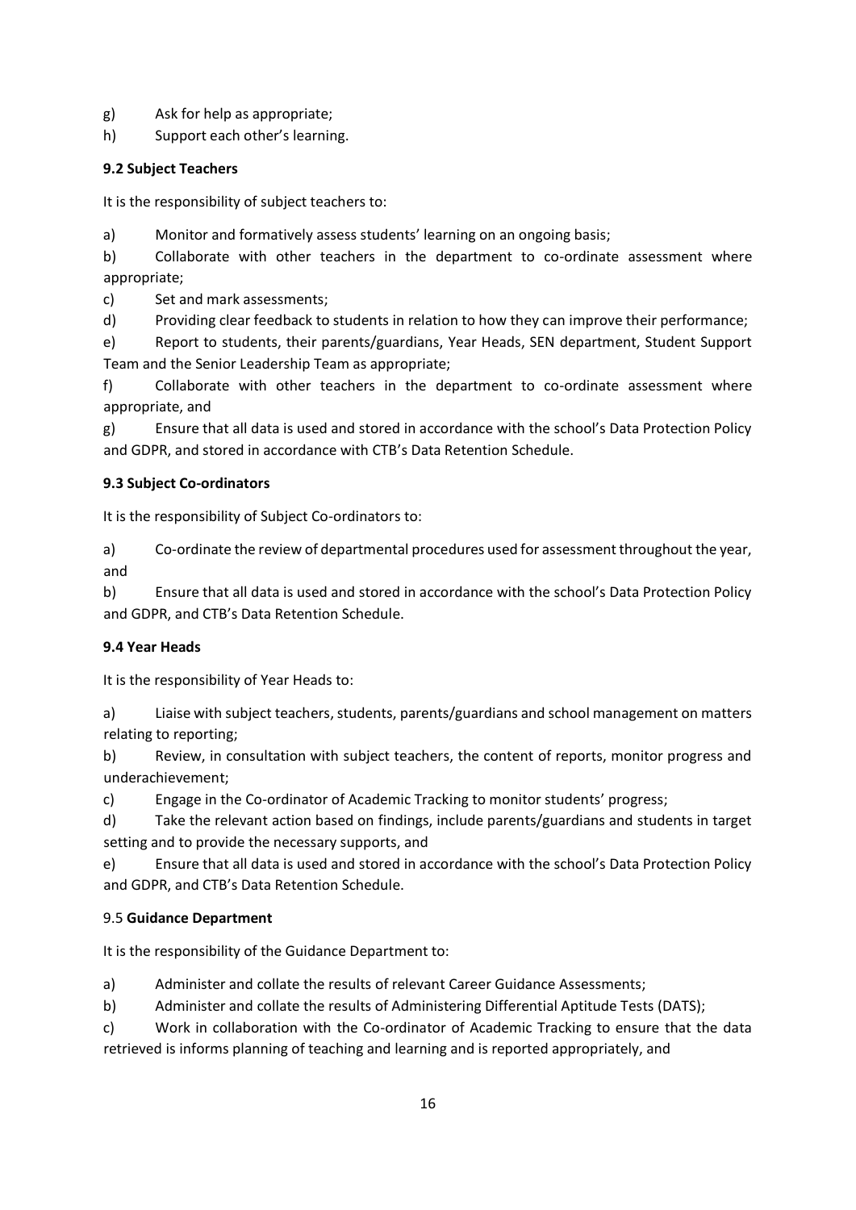g) Ask for help as appropriate;

h) Support each other's learning.

**9.2 Subject Teachers**

It is the responsibility of subject teachers to:

a) Monitor and formatively assess students' learning on an ongoing basis;

b) Collaborate with other teachers in the department to co-ordinate assessment where appropriate;

c) Set and mark assessments;

d) Providing clear feedback to students in relation to how they can improve their performance;

e) Report to students, their parents/guardians, Year Heads, SEN department, Student Support Team and the Senior Leadership Team as appropriate;

f) Collaborate with other teachers in the department to co-ordinate assessment where appropriate, and

g) Ensure that all data is used and stored in accordance with the school's Data Protection Policy and GDPR, and stored in accordance with CTB's Data Retention Schedule.

**9.3 Subject Co-ordinators**

It is the responsibility of Subject Co-ordinators to:

a) Co-ordinate the review of departmental procedures used for assessment throughout the year, and

b) Ensure that all data is used and stored in accordance with the school's Data Protection Policy and GDPR, and CTB's Data Retention Schedule.

**9.4 Year Heads**

It is the responsibility of Year Heads to:

a) Liaise with subject teachers, students, parents/guardians and school management on matters relating to reporting;

b) Review, in consultation with subject teachers, the content of reports, monitor progress and underachievement;

c) Engage in the Co-ordinator of Academic Tracking to monitor students' progress;

d) Take the relevant action based on findings, include parents/guardians and students in target setting and to provide the necessary supports, and

e) Ensure that all data is used and stored in accordance with the school's Data Protection Policy and GDPR, and CTB's Data Retention Schedule.

9.5 **Guidance Department**

It is the responsibility of the Guidance Department to:

a) Administer and collate the results of relevant Career Guidance Assessments;

b) Administer and collate the results of Administering Differential Aptitude Tests (DATS);

c) Work in collaboration with the Co-ordinator of Academic Tracking to ensure that the data retrieved is informs planning of teaching and learning and is reported appropriately, and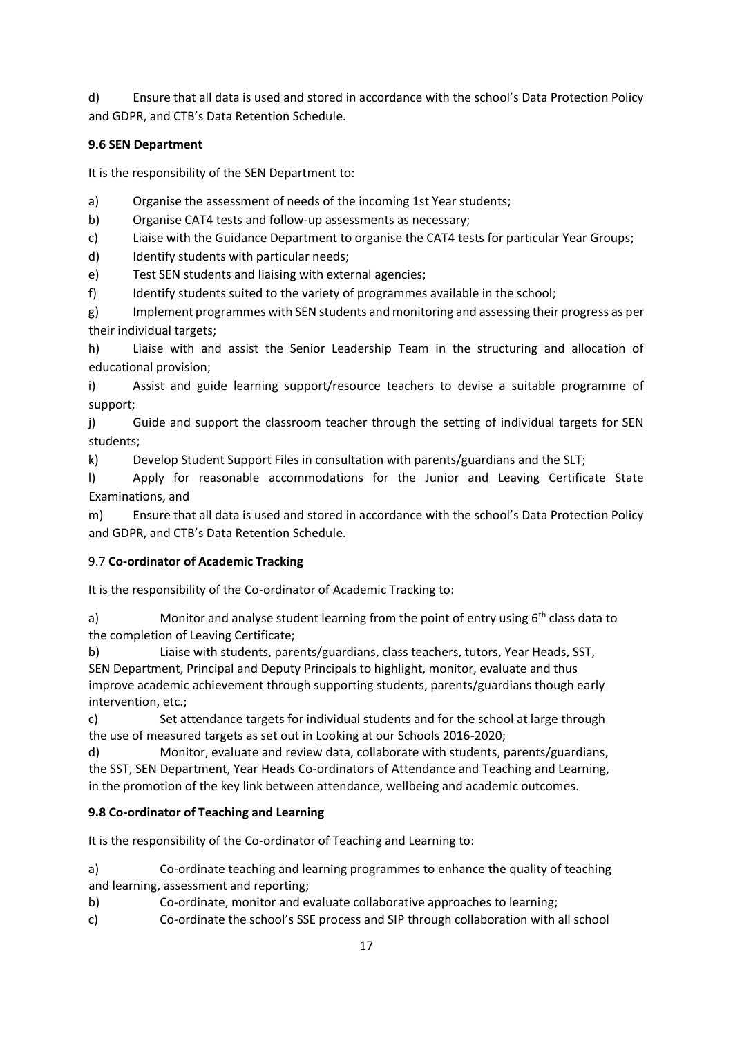d) Ensure that all data is used and stored in accordance with the school's Data Protection Policy and GDPR, and CTB's Data Retention Schedule.

### 9.6 SEN Department

It is the responsibility of the SEN Department to:

a) Organise the assessment of needs of the incoming 1st Year students;

b) Organise CAT4 tests and follow-up assessments as necessary;

c) Liaise with the Guidance Department to organise the CAT4 tests for particular Year Groups;

d) Identify students with particular needs;

e) Test SEN students and liaising with external agencies;

f) Identify students suited to the variety of programmes available in the school;

g) Implement programmes with SEN students and monitoring and assessing their progress as per their individual targets;

h) Liaise with and assist the Senior Leadership Team in the structuring and allocation of educational provision;

i) Assist and guide learning support/resource teachers to devise a suitable programme of support;

j) Guide and support the classroom teacher through the setting of individual targets for SEN students;

k) Develop Student Support Files in consultation with parents/guardians and the SLT;

l) Apply for reasonable accommodations for the Junior and Leaving Certificate State Examinations, and

m) Ensure that all data is used and stored in accordance with the school's Data Protection Policy and GDPR, and CTB's Data Retention Schedule.

### 9.7 **Co-ordinator of Academic Tracking**

It is the responsibility of the Co-ordinator of Academic Tracking to:

a) Monitor and analyse student learning from the point of entry using 6th class data to the completion of Leaving Certificate;

b) Liaise with students, parents/guardians, class teachers, tutors, Year Heads, SST, SEN Department, Principal and Deputy Principals to highlight, monitor, evaluate and thus improve academic achievement through supporting students, parents/guardians though early intervention, etc.;

c) Set attendance targets for individual students and for the school at large through the use of measured targets as set out in Looking at our Schools 2016-2020;

d) Monitor, evaluate and review data, collaborate with students, parents/guardians, the SST, SEN Department, Year Heads Co-ordinators of Attendance and Teaching and Learning, in the promotion of the key link between attendance, wellbeing and academic outcomes.

### 9.8 Co-ordinator of Teaching and Learning

It is the responsibility of the Co-ordinator of Teaching and Learning to:

a) Co-ordinate teaching and learning programmes to enhance the quality of teaching and learning, assessment and reporting;

b) Co-ordinate, monitor and evaluate collaborative approaches to learning;

c) Co-ordinate the school's SSE process and SIP through collaboration with all school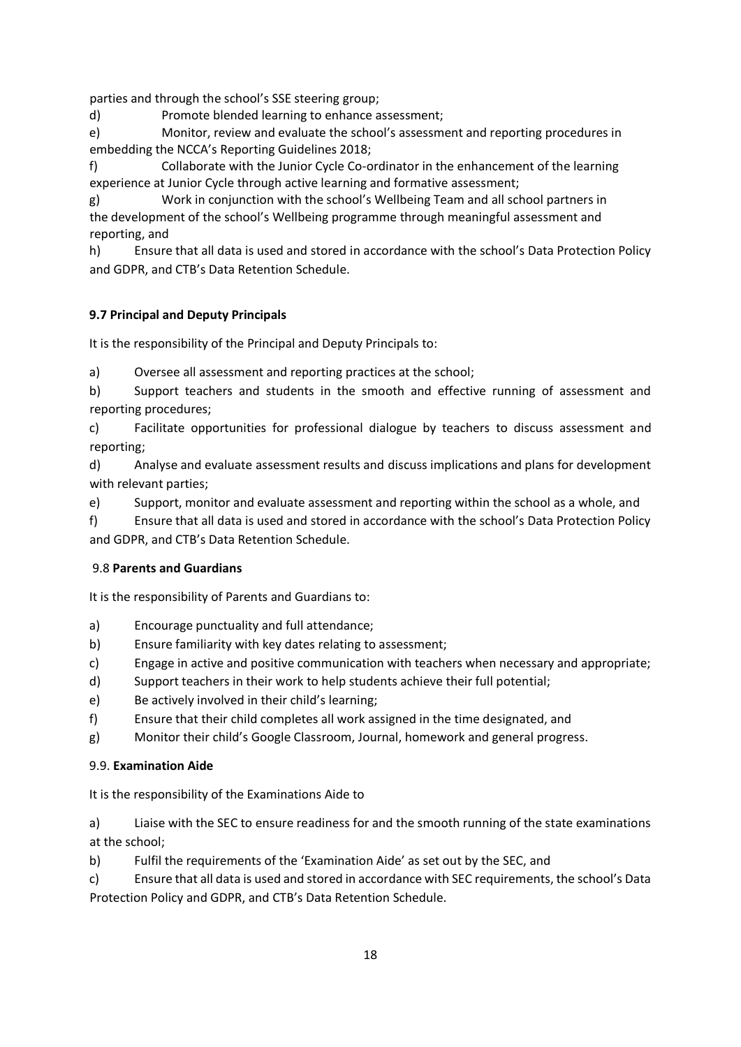parties and through the school's SSE steering group;

d) Promote blended learning to enhance assessment;

e) Monitor, review and evaluate the school's assessment and reporting procedures in embedding the NCCA's Reporting Guidelines 2018;

f) Collaborate with the Junior Cycle Co-ordinator in the enhancement of the learning experience at Junior Cycle through active learning and formative assessment;

g) Work in conjunction with the school's Wellbeing Team and all school partners in the development of the school's Wellbeing programme through meaningful assessment and reporting, and

h) Ensure that all data is used and stored in accordance with the school's Data Protection Policy and GDPR, and CTB's Data Retention Schedule.

**9.7 Principal and Deputy Principals**

It is the responsibility of the Principal and Deputy Principals to:

a) Oversee all assessment and reporting practices at the school;

b) Support teachers and students in the smooth and effective running of assessment and reporting procedures;

c) Facilitate opportunities for professional dialogue by teachers to discuss assessment and reporting;

d) Analyse and evaluate assessment results and discuss implications and plans for development with relevant parties;

e) Support, monitor and evaluate assessment and reporting within the school as a whole, and

f) Ensure that all data is used and stored in accordance with the school's Data Protection Policy and GDPR, and CTB's Data Retention Schedule.

9.8 **Parents and Guardians**

It is the responsibility of Parents and Guardians to:

a) Encourage punctuality and full attendance;

b) Ensure familiarity with key dates relating to assessment;

c) Engage in active and positive communication with teachers when necessary and appropriate;

d) Support teachers in their work to help students achieve their full potential;

e) Be actively involved in their child's learning;

f) Ensure that their child completes all work assigned in the time designated, and

g) Monitor their child's Google Classroom, Journal, homework and general progress.

9.9. **Examination Aide**

It is the responsibility of the Examinations Aide to

a) Liaise with the SEC to ensure readiness for and the smooth running of the state examinations at the school;

b) Fulfil the requirements of the 'Examination Aide' as set out by the SEC, and

c) Ensure that all data is used and stored in accordance with SEC requirements, the school's Data Protection Policy and GDPR, and CTB's Data Retention Schedule.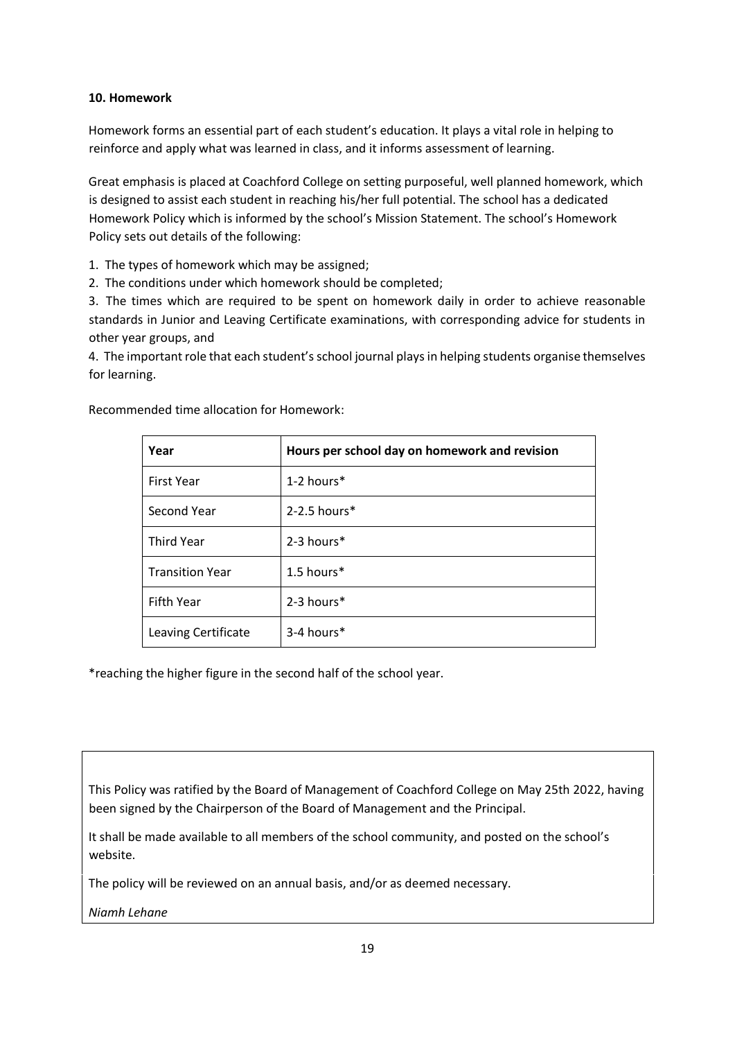**10. Homework**

Homework forms an essential part of each student's education. It plays a vital role in helping to reinforce and apply what was learned in class, and it informs assessment of learning.

Great emphasis is placed at Coachford College on setting purposeful, well planned homework, which is designed to assist each student in reaching his/her full potential. The school has a dedicated Homework Policy which is informed by the school's Mission Statement. The school's Homework Policy sets out details of the following:

1. The types of homework which may be assigned;
2. The conditions under which homework should be completed;
3. The times which are required to be spent on homework daily in order to achieve reasonable standards in Junior and Leaving Certificate examinations, with corresponding advice for students in other year groups, and
4. The important role that each student's school journal plays in helping students organise themselves for learning.

Recommended time allocation for Homework:

| Year | Hours per school day on homework and revision |
| --- | --- |
| First Year | 1-2 hours* |
| Second Year | 2-2.5 hours* |
| Third Year | 2-3 hours* |
| Transition Year | 1.5 hours* |
| Fifth Year | 2-3 hours* |
| Leaving Certificate | 3-4 hours* |

*reaching the higher figure in the second half of the school year.

This Policy was ratified by the Board of Management of Coachford College on May 25th 2022, having been signed by the Chairperson of the Board of Management and the Principal.

It shall be made available to all members of the school community, and posted on the school's website.

The policy will be reviewed on an annual basis, and/or as deemed necessary.

*Niamh Lehane*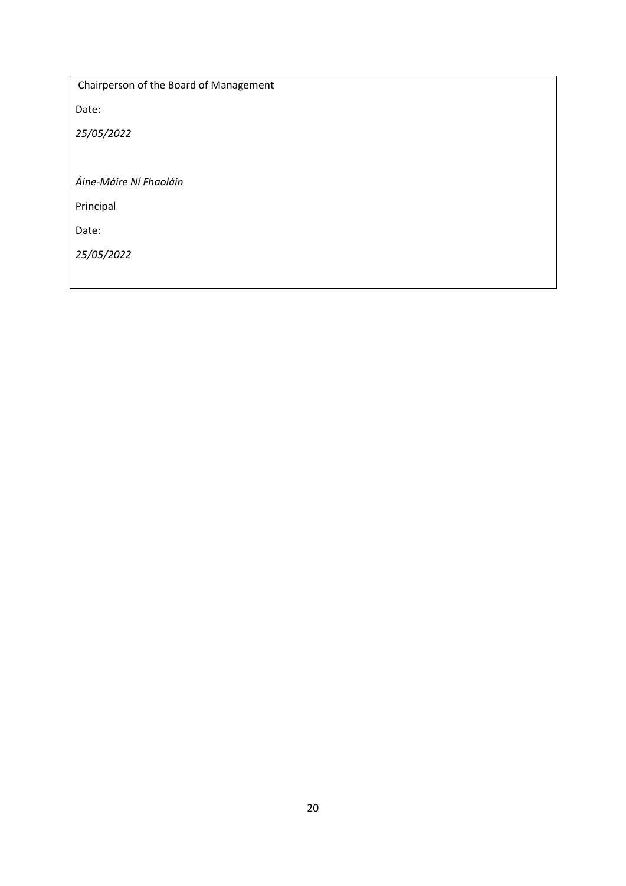Chairperson of the Board of Management

Date:

*25/05/2022*

*Áine-Máire Ní Fhaoláin*

Principal

Date:

*25/05/2022*